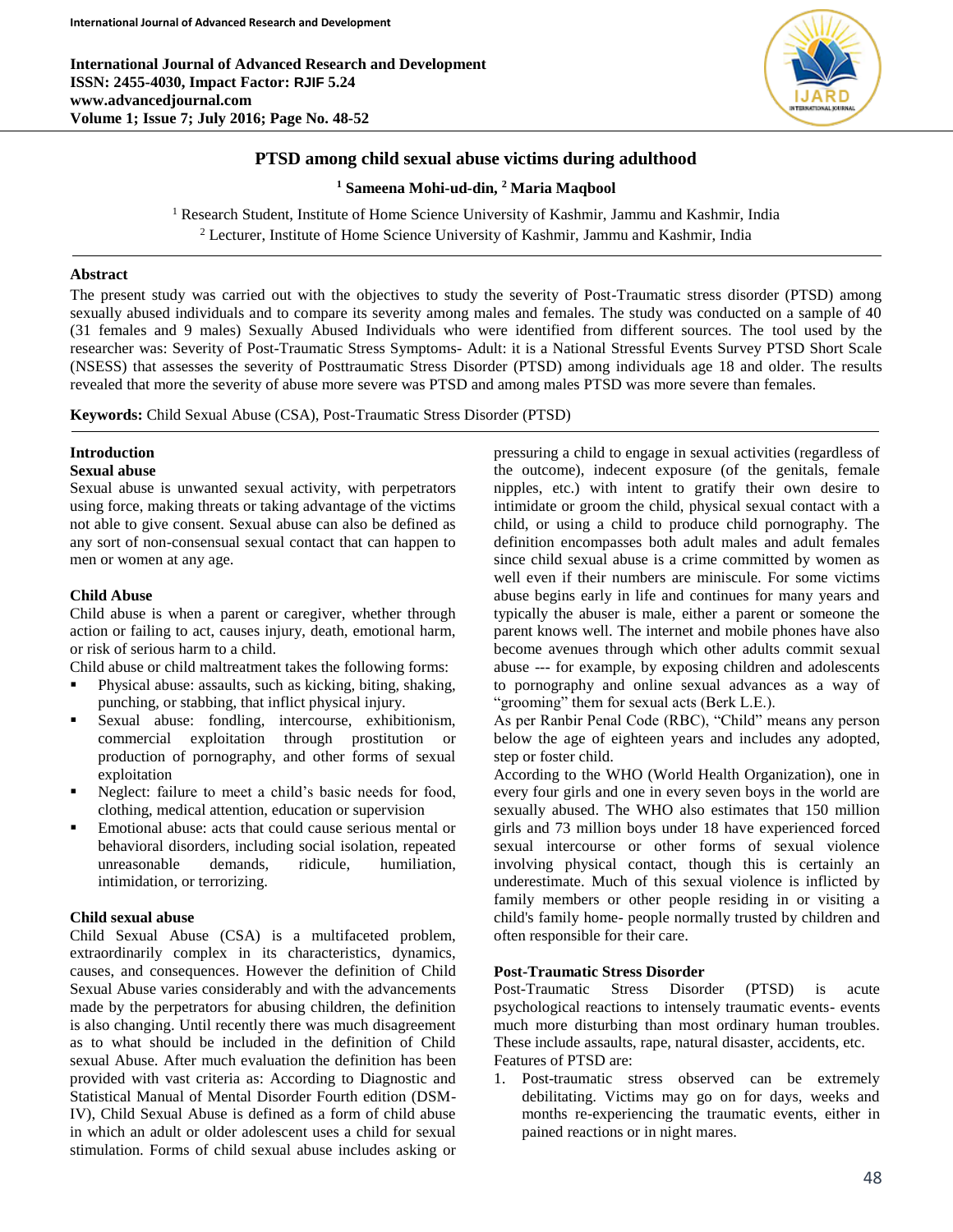# PTSD among child sexual abuse victims during adulthood

**[1] Sameena Mohi-ud-din, [2] Maria Maqbool**

[1] Research Student, Institute of Home Science University of Kashmir, Jammu and Kashmir, India
[2] Lecturer, Institute of Home Science University of Kashmir, Jammu and Kashmir, India

---

## Abstract

The present study was carried out with the objectives to study the severity of Post-Traumatic stress disorder (PTSD) among sexually abused individuals and to compare its severity among males and females. The study was conducted on a sample of 40 (31 females and 9 males) Sexually Abused Individuals who were identified from different sources. The tool used by the researcher was: Severity of Post-Traumatic Stress Symptoms- Adult: it is a National Stressful Events Survey PTSD Short Scale (NSESS) that assesses the severity of Posttraumatic Stress Disorder (PTSD) among individuals age 18 and older. The results revealed that more the severity of abuse more severe was PTSD and among males PTSD was more severe than females.

**Keywords:** Child Sexual Abuse (CSA), Post-Traumatic Stress Disorder (PTSD)

---

## Introduction

### Sexual abuse

Sexual abuse is unwanted sexual activity, with perpetrators using force, making threats or taking advantage of the victims not able to give consent. Sexual abuse can also be defined as any sort of non-consensual sexual contact that can happen to men or women at any age.

### Child Abuse

Child abuse is when a parent or caregiver, whether through action or failing to act, causes injury, death, emotional harm, or risk of serious harm to a child.

Child abuse or child maltreatment takes the following forms:

- Physical abuse: assaults, such as kicking, biting, shaking, punching, or stabbing, that inflict physical injury.
- Sexual abuse: fondling, intercourse, exhibitionism, commercial exploitation through prostitution or production of pornography, and other forms of sexual exploitation
- Neglect: failure to meet a child's basic needs for food, clothing, medical attention, education or supervision
- Emotional abuse: acts that could cause serious mental or behavioral disorders, including social isolation, repeated unreasonable demands, ridicule, humiliation, intimidation, or terrorizing.

### Child sexual abuse

Child Sexual Abuse (CSA) is a multifaceted problem, extraordinarily complex in its characteristics, dynamics, causes, and consequences. However the definition of Child Sexual Abuse varies considerably and with the advancements made by the perpetrators for abusing children, the definition is also changing. Until recently there was much disagreement as to what should be included in the definition of Child sexual Abuse. After much evaluation the definition has been provided with vast criteria as: According to Diagnostic and Statistical Manual of Mental Disorder Fourth edition (DSM-IV), Child Sexual Abuse is defined as a form of child abuse in which an adult or older adolescent uses a child for sexual stimulation. Forms of child sexual abuse includes asking or pressuring a child to engage in sexual activities (regardless of the outcome), indecent exposure (of the genitals, female nipples, etc.) with intent to gratify their own desire to intimidate or groom the child, physical sexual contact with a child, or using a child to produce child pornography. The definition encompasses both adult males and adult females since child sexual abuse is a crime committed by women as well even if their numbers are miniscule. For some victims abuse begins early in life and continues for many years and typically the abuser is male, either a parent or someone the parent knows well. The internet and mobile phones have also become avenues through which other adults commit sexual abuse --- for example, by exposing children and adolescents to pornography and online sexual advances as a way of "grooming" them for sexual acts (Berk L.E.).

As per Ranbir Penal Code (RBC), "Child" means any person below the age of eighteen years and includes any adopted, step or foster child.

According to the WHO (World Health Organization), one in every four girls and one in every seven boys in the world are sexually abused. The WHO also estimates that 150 million girls and 73 million boys under 18 have experienced forced sexual intercourse or other forms of sexual violence involving physical contact, though this is certainly an underestimate. Much of this sexual violence is inflicted by family members or other people residing in or visiting a child's family home- people normally trusted by children and often responsible for their care.

### Post-Traumatic Stress Disorder

Post-Traumatic Stress Disorder (PTSD) is acute psychological reactions to intensely traumatic events- events much more disturbing than most ordinary human troubles. These include assaults, rape, natural disaster, accidents, etc.

Features of PTSD are:

1. Post-traumatic stress observed can be extremely debilitating. Victims may go on for days, weeks and months re-experiencing the traumatic events, either in pained reactions or in night mares.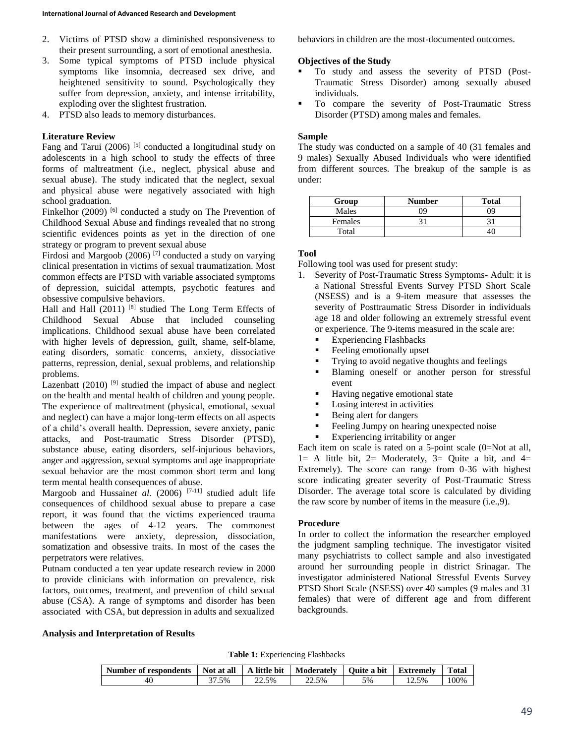2. Victims of PTSD show a diminished responsiveness to their present surrounding, a sort of emotional anesthesia.
3. Some typical symptoms of PTSD include physical symptoms like insomnia, decreased sex drive, and heightened sensitivity to sound. Psychologically they suffer from depression, anxiety, and intense irritability, exploding over the slightest frustration.
4. PTSD also leads to memory disturbances.

### Literature Review

Fang and Tarui (2006) [5] conducted a longitudinal study on adolescents in a high school to study the effects of three forms of maltreatment (i.e., neglect, physical abuse and sexual abuse). The study indicated that the neglect, sexual and physical abuse were negatively associated with high school graduation.

Finkelhor (2009) [6] conducted a study on The Prevention of Childhood Sexual Abuse and findings revealed that no strong scientific evidences points as yet in the direction of one strategy or program to prevent sexual abuse

Firdosi and Margoob (2006) [7] conducted a study on varying clinical presentation in victims of sexual traumatization. Most common effects are PTSD with variable associated symptoms of depression, suicidal attempts, psychotic features and obsessive compulsive behaviors.

Hall and Hall (2011) [8] studied The Long Term Effects of Childhood Sexual Abuse that included counseling implications. Childhood sexual abuse have been correlated with higher levels of depression, guilt, shame, self-blame, eating disorders, somatic concerns, anxiety, dissociative patterns, repression, denial, sexual problems, and relationship problems.

Lazenbatt (2010) [9] studied the impact of abuse and neglect on the health and mental health of children and young people. The experience of maltreatment (physical, emotional, sexual and neglect) can have a major long-term effects on all aspects of a child's overall health. Depression, severe anxiety, panic attacks, and Post-traumatic Stress Disorder (PTSD), substance abuse, eating disorders, self-injurious behaviors, anger and aggression, sexual symptoms and age inappropriate sexual behavior are the most common short term and long term mental health consequences of abuse.

Margoob and Hussain*et al.* (2006) [7-11] studied adult life consequences of childhood sexual abuse to prepare a case report, it was found that the victims experienced trauma between the ages of 4-12 years. The commonest manifestations were anxiety, depression, dissociation, somatization and obsessive traits. In most of the cases the perpetrators were relatives.

Putnam conducted a ten year update research review in 2000 to provide clinicians with information on prevalence, risk factors, outcomes, treatment, and prevention of child sexual abuse (CSA). A range of symptoms and disorder has been associated with CSA, but depression in adults and sexualized behaviors in children are the most-documented outcomes.

### Objectives of the Study

- To study and assess the severity of PTSD (Post-Traumatic Stress Disorder) among sexually abused individuals.
- To compare the severity of Post-Traumatic Stress Disorder (PTSD) among males and females.

### Sample

The study was conducted on a sample of 40 (31 females and 9 males) Sexually Abused Individuals who were identified from different sources. The breakup of the sample is as under:

| Group | Number | Total |
|---|---|---|
| Males | 09 | 09 |
| Females | 31 | 31 |
| Total | | 40 |

### Tool

Following tool was used for present study:

1. Severity of Post-Traumatic Stress Symptoms- Adult: it is a National Stressful Events Survey PTSD Short Scale (NSESS) and is a 9-item measure that assesses the severity of Posttraumatic Stress Disorder in individuals age 18 and older following an extremely stressful event or experience. The 9-items measured in the scale are:
   - Experiencing Flashbacks
   - Feeling emotionally upset
   - Trying to avoid negative thoughts and feelings
   - Blaming oneself or another person for stressful event
   - Having negative emotional state
   - Losing interest in activities
   - Being alert for dangers
   - Feeling Jumpy on hearing unexpected noise
   - Experiencing irritability or anger

Each item on scale is rated on a 5-point scale (0=Not at all, 1= A little bit, 2= Moderately, 3= Quite a bit, and 4= Extremely). The score can range from 0-36 with highest score indicating greater severity of Post-Traumatic Stress Disorder. The average total score is calculated by dividing the raw score by number of items in the measure (i.e.,9).

### Procedure

In order to collect the information the researcher employed the judgment sampling technique. The investigator visited many psychiatrists to collect sample and also investigated around her surrounding people in district Srinagar. The investigator administered National Stressful Events Survey PTSD Short Scale (NSESS) over 40 samples (9 males and 31 females) that were of different age and from different backgrounds.

### Analysis and Interpretation of Results

**Table 1:** Experiencing Flashbacks

| Number of respondents | Not at all | A little bit | Moderately | Quite a bit | Extremely | Total |
|---|---|---|---|---|---|---|
| 40 | 37.5% | 22.5% | 22.5% | 5% | 12.5% | 100% |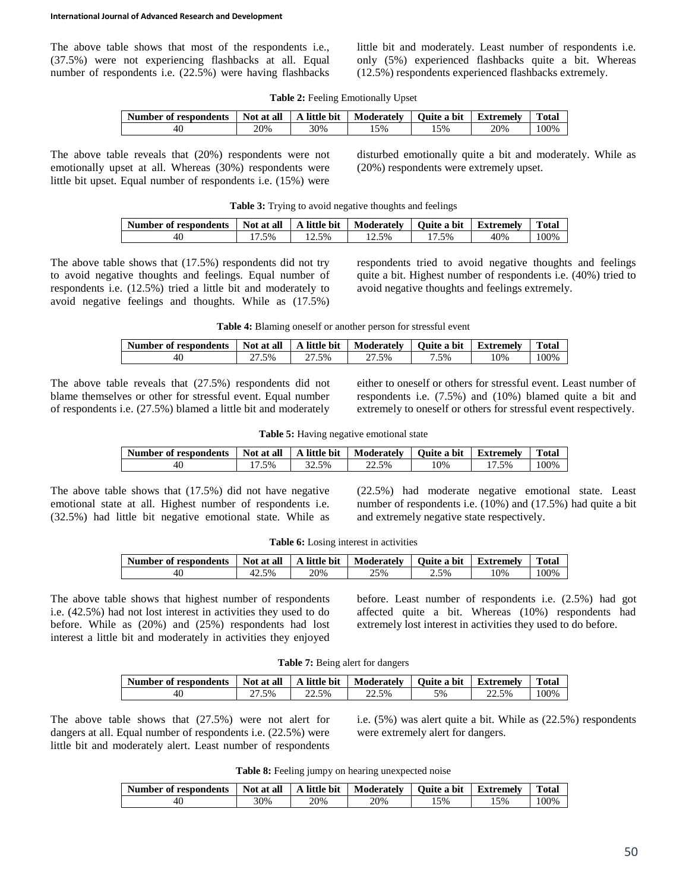The above table shows that most of the respondents i.e., (37.5%) were not experiencing flashbacks at all. Equal number of respondents i.e. (22.5%) were having flashbacks little bit and moderately. Least number of respondents i.e. only (5%) experienced flashbacks quite a bit. Whereas (12.5%) respondents experienced flashbacks extremely.

**Table 2:** Feeling Emotionally Upset

| Number of respondents | Not at all | A little bit | Moderately | Quite a bit | Extremely | Total |
|---|---|---|---|---|---|---|
| 40 | 20% | 30% | 15% | 15% | 20% | 100% |

The above table reveals that (20%) respondents were not emotionally upset at all. Whereas (30%) respondents were little bit upset. Equal number of respondents i.e. (15%) were disturbed emotionally quite a bit and moderately. While as (20%) respondents were extremely upset.

**Table 3:** Trying to avoid negative thoughts and feelings

| Number of respondents | Not at all | A little bit | Moderately | Quite a bit | Extremely | Total |
|---|---|---|---|---|---|---|
| 40 | 17.5% | 12.5% | 12.5% | 17.5% | 40% | 100% |

The above table shows that (17.5%) respondents did not try to avoid negative thoughts and feelings. Equal number of respondents i.e. (12.5%) tried a little bit and moderately to avoid negative feelings and thoughts. While as (17.5%) respondents tried to avoid negative thoughts and feelings quite a bit. Highest number of respondents i.e. (40%) tried to avoid negative thoughts and feelings extremely.

**Table 4:** Blaming oneself or another person for stressful event

| Number of respondents | Not at all | A little bit | Moderately | Quite a bit | Extremely | Total |
|---|---|---|---|---|---|---|
| 40 | 27.5% | 27.5% | 27.5% | 7.5% | 10% | 100% |

The above table reveals that (27.5%) respondents did not blame themselves or other for stressful event. Equal number of respondents i.e. (27.5%) blamed a little bit and moderately either to oneself or others for stressful event. Least number of respondents i.e. (7.5%) and (10%) blamed quite a bit and extremely to oneself or others for stressful event respectively.

**Table 5:** Having negative emotional state

| Number of respondents | Not at all | A little bit | Moderately | Quite a bit | Extremely | Total |
|---|---|---|---|---|---|---|
| 40 | 17.5% | 32.5% | 22.5% | 10% | 17.5% | 100% |

The above table shows that (17.5%) did not have negative emotional state at all. Highest number of respondents i.e. (32.5%) had little bit negative emotional state. While as (22.5%) had moderate negative emotional state. Least number of respondents i.e. (10%) and (17.5%) had quite a bit and extremely negative state respectively.

**Table 6:** Losing interest in activities

| Number of respondents | Not at all | A little bit | Moderately | Quite a bit | Extremely | Total |
|---|---|---|---|---|---|---|
| 40 | 42.5% | 20% | 25% | 2.5% | 10% | 100% |

The above table shows that highest number of respondents i.e. (42.5%) had not lost interest in activities they used to do before. While as (20%) and (25%) respondents had lost interest a little bit and moderately in activities they enjoyed before. Least number of respondents i.e. (2.5%) had got affected quite a bit. Whereas (10%) respondents had extremely lost interest in activities they used to do before.

**Table 7:** Being alert for dangers

| Number of respondents | Not at all | A little bit | Moderately | Quite a bit | Extremely | Total |
|---|---|---|---|---|---|---|
| 40 | 27.5% | 22.5% | 22.5% | 5% | 22.5% | 100% |

The above table shows that (27.5%) were not alert for dangers at all. Equal number of respondents i.e. (22.5%) were little bit and moderately alert. Least number of respondents i.e. (5%) was alert quite a bit. While as (22.5%) respondents were extremely alert for dangers.

**Table 8:** Feeling jumpy on hearing unexpected noise

| Number of respondents | Not at all | A little bit | Moderately | Quite a bit | Extremely | Total |
|---|---|---|---|---|---|---|
| 40 | 30% | 20% | 20% | 15% | 15% | 100% |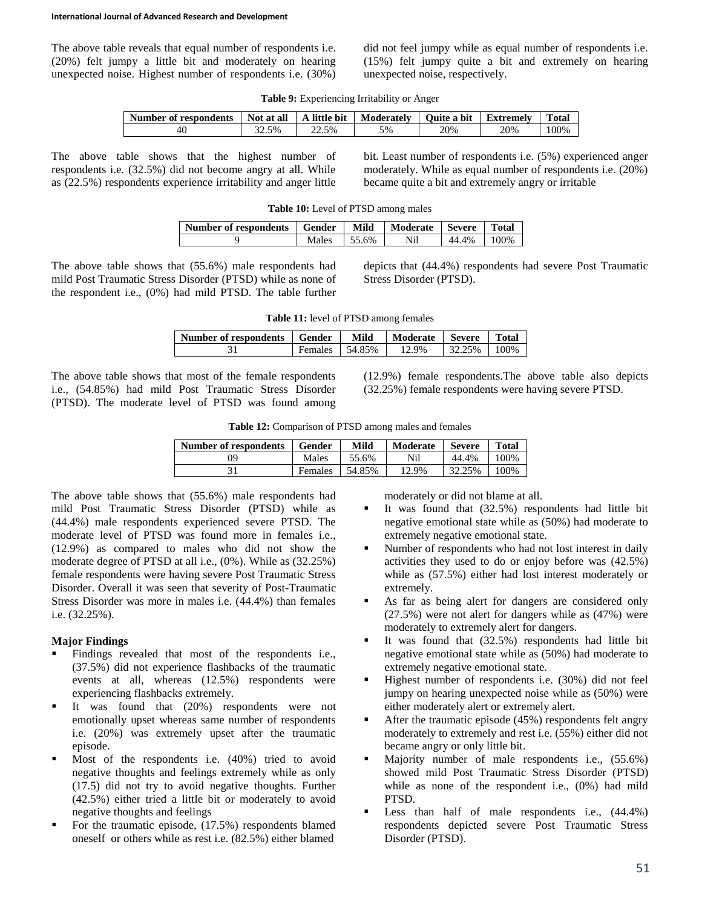The above table reveals that equal number of respondents i.e. (20%) felt jumpy a little bit and moderately on hearing unexpected noise. Highest number of respondents i.e. (30%) did not feel jumpy while as equal number of respondents i.e. (15%) felt jumpy quite a bit and extremely on hearing unexpected noise, respectively.

**Table 9:** Experiencing Irritability or Anger

| Number of respondents | Not at all | A little bit | Moderately | Quite a bit | Extremely | Total |
|---|---|---|---|---|---|---|
| 40 | 32.5% | 22.5% | 5% | 20% | 20% | 100% |

The above table shows that the highest number of respondents i.e. (32.5%) did not become angry at all. While as (22.5%) respondents experience irritability and anger little bit. Least number of respondents i.e. (5%) experienced anger moderately. While as equal number of respondents i.e. (20%) became quite a bit and extremely angry or irritable

**Table 10:** Level of PTSD among males

| Number of respondents | Gender | Mild | Moderate | Severe | Total |
|---|---|---|---|---|---|
| 9 | Males | 55.6% | Nil | 44.4% | 100% |

The above table shows that (55.6%) male respondents had mild Post Traumatic Stress Disorder (PTSD) while as none of the respondent i.e., (0%) had mild PTSD. The table further depicts that (44.4%) respondents had severe Post Traumatic Stress Disorder (PTSD).

**Table 11:** level of PTSD among females

| Number of respondents | Gender | Mild | Moderate | Severe | Total |
|---|---|---|---|---|---|
| 31 | Females | 54.85% | 12.9% | 32.25% | 100% |

The above table shows that most of the female respondents i.e., (54.85%) had mild Post Traumatic Stress Disorder (PTSD). The moderate level of PTSD was found among (12.9%) female respondents.The above table also depicts (32.25%) female respondents were having severe PTSD.

**Table 12:** Comparison of PTSD among males and females

| Number of respondents | Gender | Mild | Moderate | Severe | Total |
|---|---|---|---|---|---|
| 09 | Males | 55.6% | Nil | 44.4% | 100% |
| 31 | Females | 54.85% | 12.9% | 32.25% | 100% |

The above table shows that (55.6%) male respondents had mild Post Traumatic Stress Disorder (PTSD) while as (44.4%) male respondents experienced severe PTSD. The moderate level of PTSD was found more in females i.e., (12.9%) as compared to males who did not show the moderate degree of PTSD at all i.e., (0%). While as (32.25%) female respondents were having severe Post Traumatic Stress Disorder. Overall it was seen that severity of Post-Traumatic Stress Disorder was more in males i.e. (44.4%) than females i.e. (32.25%).

### Major Findings

- Findings revealed that most of the respondents i.e., (37.5%) did not experience flashbacks of the traumatic events at all, whereas (12.5%) respondents were experiencing flashbacks extremely.
- It was found that (20%) respondents were not emotionally upset whereas same number of respondents i.e. (20%) was extremely upset after the traumatic episode.
- Most of the respondents i.e. (40%) tried to avoid negative thoughts and feelings extremely while as only (17.5) did not try to avoid negative thoughts. Further (42.5%) either tried a little bit or moderately to avoid negative thoughts and feelings
- For the traumatic episode, (17.5%) respondents blamed oneself or others while as rest i.e. (82.5%) either blamed moderately or did not blame at all.
- It was found that (32.5%) respondents had little bit negative emotional state while as (50%) had moderate to extremely negative emotional state.
- Number of respondents who had not lost interest in daily activities they used to do or enjoy before was (42.5%) while as (57.5%) either had lost interest moderately or extremely.
- As far as being alert for dangers are considered only (27.5%) were not alert for dangers while as (47%) were moderately to extremely alert for dangers.
- It was found that (32.5%) respondents had little bit negative emotional state while as (50%) had moderate to extremely negative emotional state.
- Highest number of respondents i.e. (30%) did not feel jumpy on hearing unexpected noise while as (50%) were either moderately alert or extremely alert.
- After the traumatic episode (45%) respondents felt angry moderately to extremely and rest i.e. (55%) either did not became angry or only little bit.
- Majority number of male respondents i.e., (55.6%) showed mild Post Traumatic Stress Disorder (PTSD) while as none of the respondent i.e., (0%) had mild PTSD.
- Less than half of male respondents i.e., (44.4%) respondents depicted severe Post Traumatic Stress Disorder (PTSD).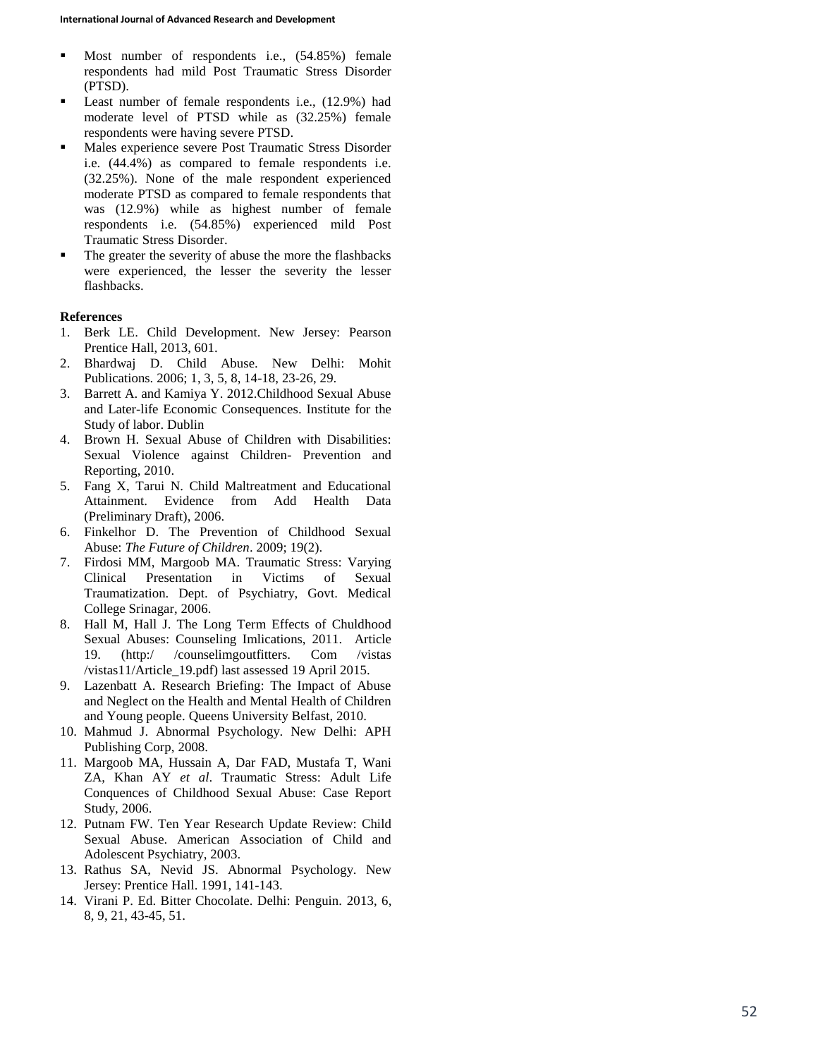- Most number of respondents i.e., (54.85%) female respondents had mild Post Traumatic Stress Disorder (PTSD).
- Least number of female respondents i.e., (12.9%) had moderate level of PTSD while as (32.25%) female respondents were having severe PTSD.
- Males experience severe Post Traumatic Stress Disorder i.e. (44.4%) as compared to female respondents i.e. (32.25%). None of the male respondent experienced moderate PTSD as compared to female respondents that was (12.9%) while as highest number of female respondents i.e. (54.85%) experienced mild Post Traumatic Stress Disorder.
- The greater the severity of abuse the more the flashbacks were experienced, the lesser the severity the lesser flashbacks.

**References**

1. Berk LE. Child Development. New Jersey: Pearson Prentice Hall, 2013, 601.
2. Bhardwaj D. Child Abuse. New Delhi: Mohit Publications. 2006; 1, 3, 5, 8, 14-18, 23-26, 29.
3. Barrett A. and Kamiya Y. 2012.Childhood Sexual Abuse and Later-life Economic Consequences. Institute for the Study of labor. Dublin
4. Brown H. Sexual Abuse of Children with Disabilities: Sexual Violence against Children- Prevention and Reporting, 2010.
5. Fang X, Tarui N. Child Maltreatment and Educational Attainment. Evidence from Add Health Data (Preliminary Draft), 2006.
6. Finkelhor D. The Prevention of Childhood Sexual Abuse: *The Future of Children*. 2009; 19(2).
7. Firdosi MM, Margoob MA. Traumatic Stress: Varying Clinical Presentation in Victims of Sexual Traumatization. Dept. of Psychiatry, Govt. Medical College Srinagar, 2006.
8. Hall M, Hall J. The Long Term Effects of Chuldhood Sexual Abuses: Counseling Imlications, 2011. Article 19. (http:/ /counselimgoutfitters. Com /vistas /vistas11/Article_19.pdf) last assessed 19 April 2015.
9. Lazenbatt A. Research Briefing: The Impact of Abuse and Neglect on the Health and Mental Health of Children and Young people. Queens University Belfast, 2010.
10. Mahmud J. Abnormal Psychology. New Delhi: APH Publishing Corp, 2008.
11. Margoob MA, Hussain A, Dar FAD, Mustafa T, Wani ZA, Khan AY *et al*. Traumatic Stress: Adult Life Conquences of Childhood Sexual Abuse: Case Report Study, 2006.
12. Putnam FW. Ten Year Research Update Review: Child Sexual Abuse. American Association of Child and Adolescent Psychiatry, 2003.
13. Rathus SA, Nevid JS. Abnormal Psychology. New Jersey: Prentice Hall. 1991, 141-143.
14. Virani P. Ed. Bitter Chocolate. Delhi: Penguin. 2013, 6, 8, 9, 21, 43-45, 51.